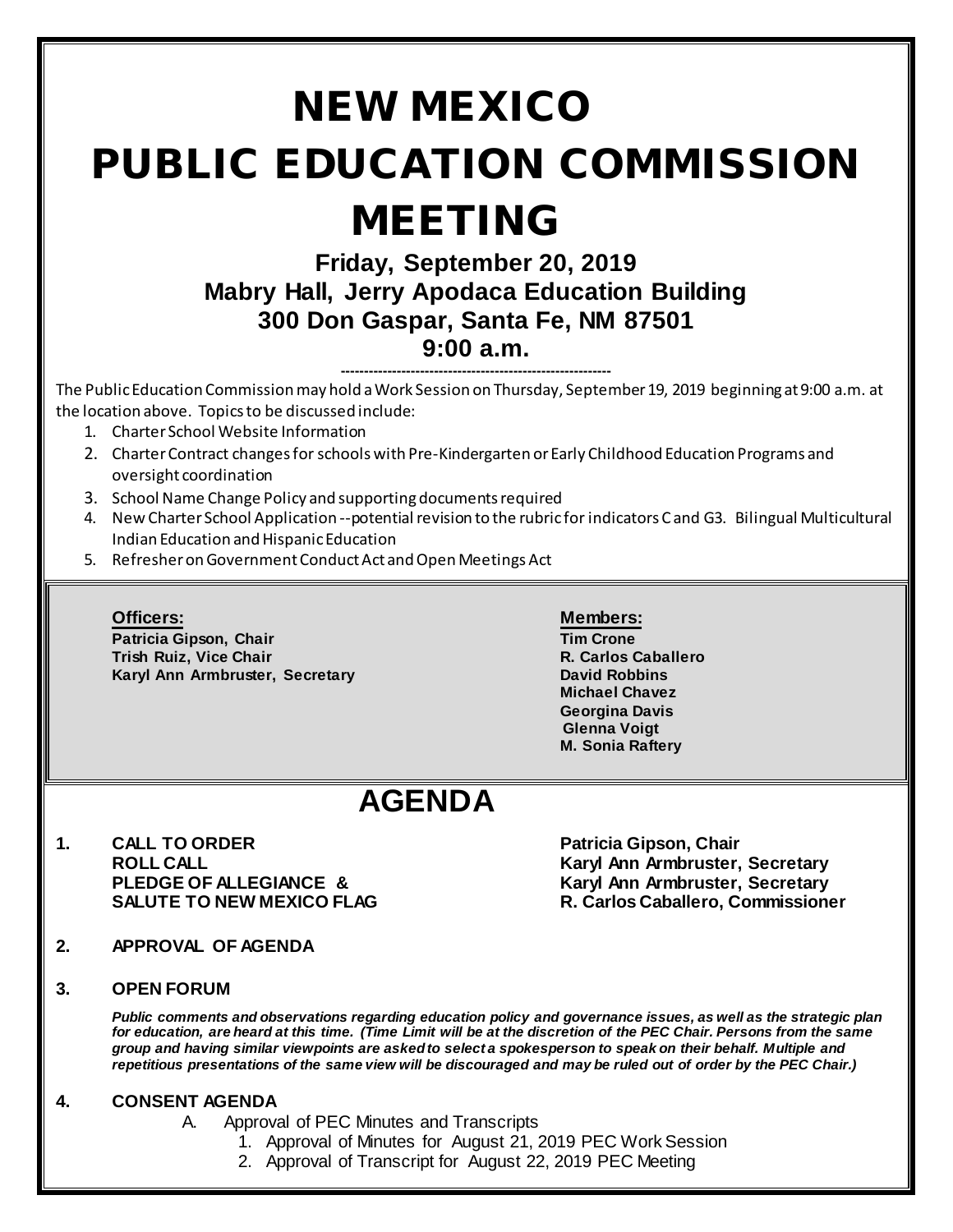# NEW MEXICO PUBLIC EDUCATION COMMISSION MEETING

## Friday, September 20, 2019
## Mabry Hall, Jerry Apodaca Education Building
## 300 Don Gaspar, Santa Fe, NM 87501
## 9:00 a.m.

---

The Public Education Commission may hold a Work Session on Thursday, September 19, 2019 beginning at 9:00 a.m. at the location above. Topics to be discussed include:

1. Charter School Website Information
2. Charter Contract changes for schools with Pre-Kindergarten or Early Childhood Education Programs and oversight coordination
3. School Name Change Policy and supporting documents required
4. New Charter School Application --potential revision to the rubric for indicators C and G3. Bilingual Multicultural Indian Education and Hispanic Education
5. Refresher on Government Conduct Act and Open Meetings Act

**Officers:**

**Patricia Gipson, Chair**
**Trish Ruiz, Vice Chair**
**Karyl Ann Armbruster, Secretary**

**Members:**

**Tim Crone**
**R. Carlos Caballero**
**David Robbins**
**Michael Chavez**
**Georgina Davis**
**Glenna Voigt**
**M. Sonia Raftery**

# AGENDA

**1. CALL TO ORDER** — **Patricia Gipson, Chair**
**ROLL CALL** — **Karyl Ann Armbruster, Secretary**
**PLEDGE OF ALLEGIANCE &** — **Karyl Ann Armbruster, Secretary**
**SALUTE TO NEW MEXICO FLAG** — **R. Carlos Caballero, Commissioner**

**2. APPROVAL OF AGENDA**

**3. OPEN FORUM**

***Public comments and observations regarding education policy and governance issues, as well as the strategic plan for education, are heard at this time. (Time Limit will be at the discretion of the PEC Chair. Persons from the same group and having similar viewpoints are asked to select a spokesperson to speak on their behalf. Multiple and repetitious presentations of the same view will be discouraged and may be ruled out of order by the PEC Chair.)***

**4. CONSENT AGENDA**

A. Approval of PEC Minutes and Transcripts
1. Approval of Minutes for August 21, 2019 PEC Work Session
2. Approval of Transcript for August 22, 2019 PEC Meeting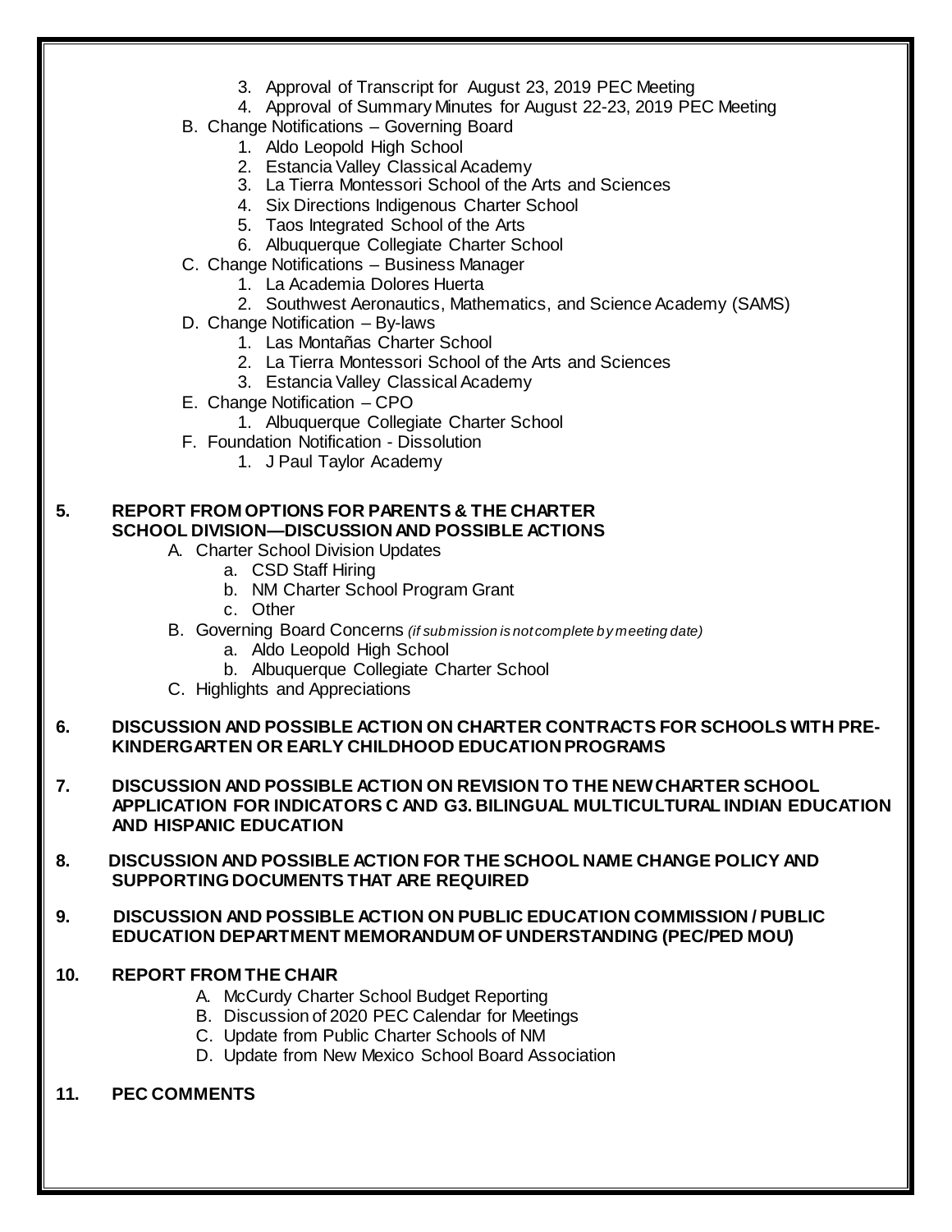3. Approval of Transcript for August 23, 2019 PEC Meeting
4. Approval of Summary Minutes for August 22-23, 2019 PEC Meeting

B. Change Notifications – Governing Board
   1. Aldo Leopold High School
   2. Estancia Valley Classical Academy
   3. La Tierra Montessori School of the Arts and Sciences
   4. Six Directions Indigenous Charter School
   5. Taos Integrated School of the Arts
   6. Albuquerque Collegiate Charter School

C. Change Notifications – Business Manager
   1. La Academia Dolores Huerta
   2. Southwest Aeronautics, Mathematics, and Science Academy (SAMS)

D. Change Notification – By-laws
   1. Las Montañas Charter School
   2. La Tierra Montessori School of the Arts and Sciences
   3. Estancia Valley Classical Academy

E. Change Notification – CPO
   1. Albuquerque Collegiate Charter School

F. Foundation Notification - Dissolution
   1. J Paul Taylor Academy

**5. REPORT FROM OPTIONS FOR PARENTS & THE CHARTER SCHOOL DIVISION—DISCUSSION AND POSSIBLE ACTIONS**

A. Charter School Division Updates
   a. CSD Staff Hiring
   b. NM Charter School Program Grant
   c. Other

B. Governing Board Concerns *(if submission is not complete by meeting date)*
   a. Aldo Leopold High School
   b. Albuquerque Collegiate Charter School

C. Highlights and Appreciations

**6. DISCUSSION AND POSSIBLE ACTION ON CHARTER CONTRACTS FOR SCHOOLS WITH PRE-KINDERGARTEN OR EARLY CHILDHOOD EDUCATION PROGRAMS**

**7. DISCUSSION AND POSSIBLE ACTION ON REVISION TO THE NEW CHARTER SCHOOL APPLICATION FOR INDICATORS C AND G3. BILINGUAL MULTICULTURAL INDIAN EDUCATION AND HISPANIC EDUCATION**

**8. DISCUSSION AND POSSIBLE ACTION FOR THE SCHOOL NAME CHANGE POLICY AND SUPPORTING DOCUMENTS THAT ARE REQUIRED**

**9. DISCUSSION AND POSSIBLE ACTION ON PUBLIC EDUCATION COMMISSION / PUBLIC EDUCATION DEPARTMENT MEMORANDUM OF UNDERSTANDING (PEC/PED MOU)**

**10. REPORT FROM THE CHAIR**

A. McCurdy Charter School Budget Reporting
B. Discussion of 2020 PEC Calendar for Meetings
C. Update from Public Charter Schools of NM
D. Update from New Mexico School Board Association

**11. PEC COMMENTS**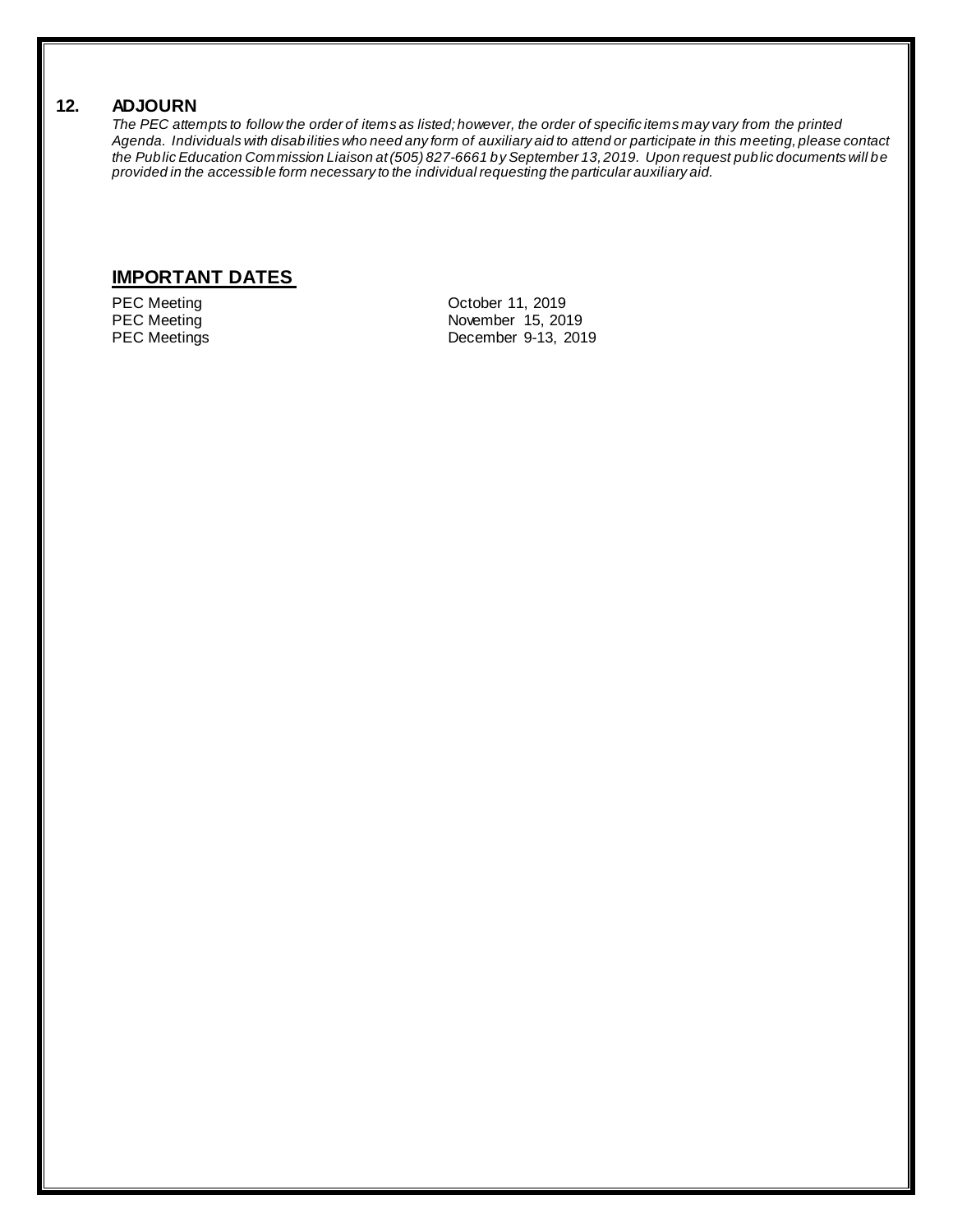## 12. ADJOURN

*The PEC attempts to follow the order of items as listed; however, the order of specific items may vary from the printed Agenda. Individuals with disabilities who need any form of auxiliary aid to attend or participate in this meeting, please contact the Public Education Commission Liaison at (505) 827-6661 by September 13, 2019. Upon request public documents will be provided in the accessible form necessary to the individual requesting the particular auxiliary aid.*

## IMPORTANT DATES

| | |
|---|---|
| PEC Meeting | October 11, 2019 |
| PEC Meeting | November 15, 2019 |
| PEC Meetings | December 9-13, 2019 |